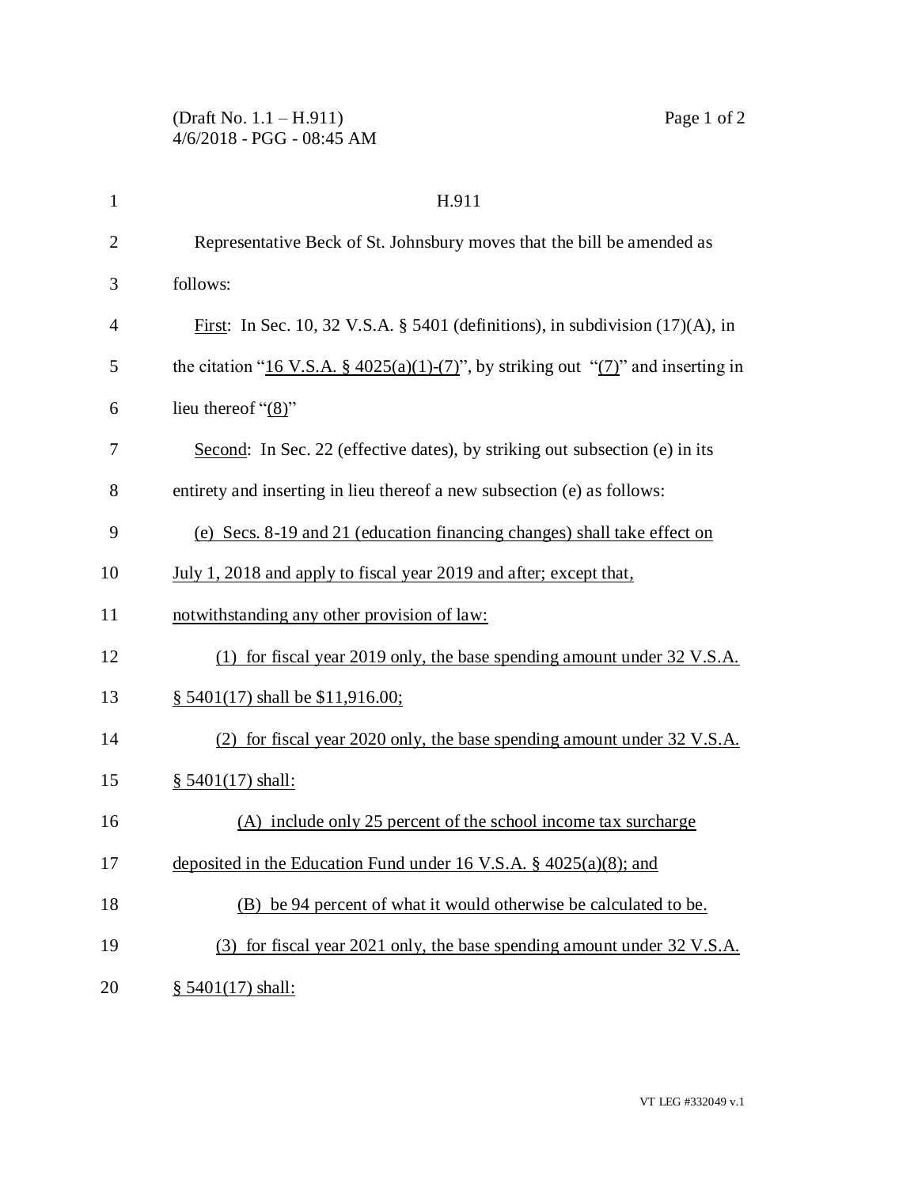H.911

Representative Beck of St. Johnsbury moves that the bill be amended as follows:

First: In Sec. 10, 32 V.S.A. § 5401 (definitions), in subdivision (17)(A), in the citation "16 V.S.A. § 4025(a)(1)-(7)", by striking out "(7)" and inserting in lieu thereof "(8)"

Second: In Sec. 22 (effective dates), by striking out subsection (e) in its entirety and inserting in lieu thereof a new subsection (e) as follows:

(e) Secs. 8-19 and 21 (education financing changes) shall take effect on July 1, 2018 and apply to fiscal year 2019 and after; except that, notwithstanding any other provision of law:

(1) for fiscal year 2019 only, the base spending amount under 32 V.S.A. § 5401(17) shall be $11,916.00;

(2) for fiscal year 2020 only, the base spending amount under 32 V.S.A. § 5401(17) shall:

(A) include only 25 percent of the school income tax surcharge deposited in the Education Fund under 16 V.S.A. § 4025(a)(8); and

(B) be 94 percent of what it would otherwise be calculated to be.

(3) for fiscal year 2021 only, the base spending amount under 32 V.S.A. § 5401(17) shall: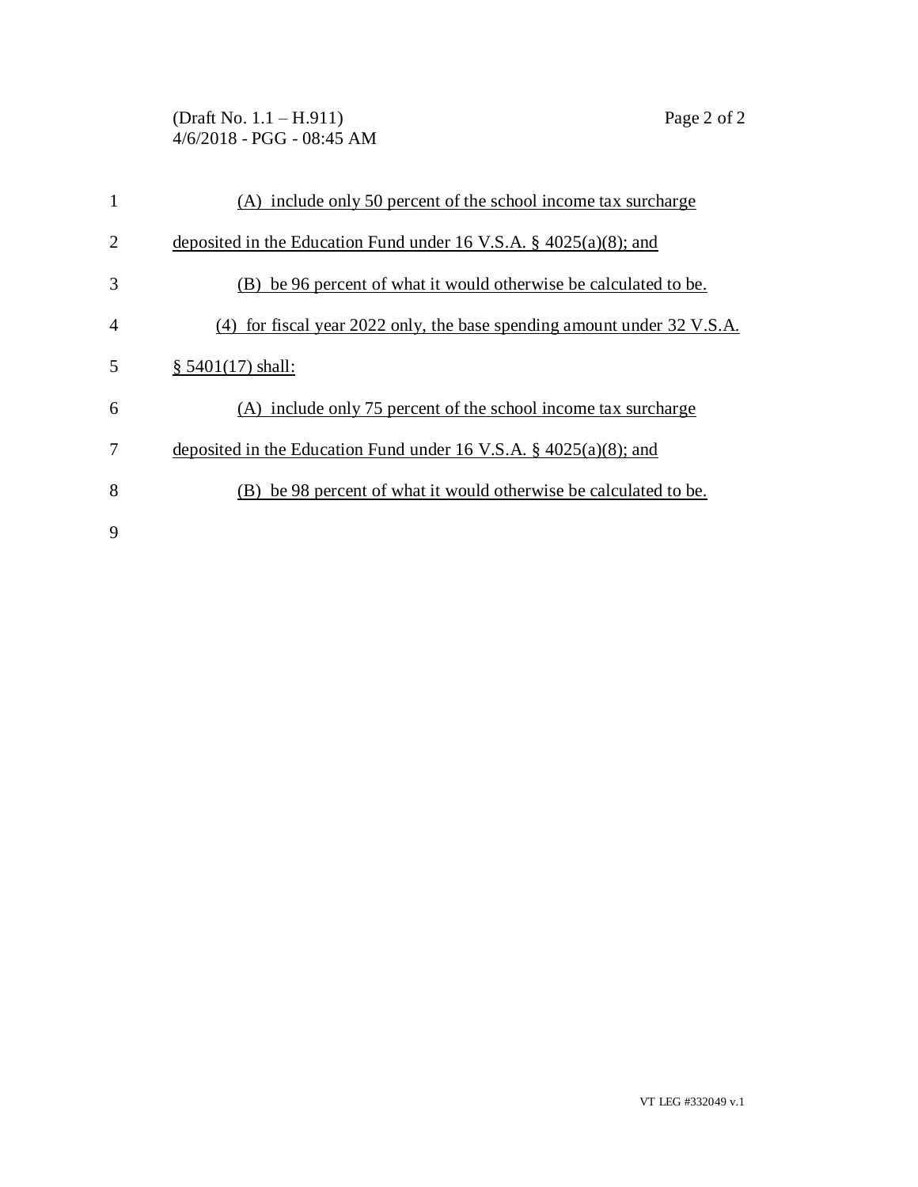(A) include only 50 percent of the school income tax surcharge deposited in the Education Fund under 16 V.S.A. § 4025(a)(8); and

(B) be 96 percent of what it would otherwise be calculated to be.

(4) for fiscal year 2022 only, the base spending amount under 32 V.S.A. § 5401(17) shall:

(A) include only 75 percent of the school income tax surcharge deposited in the Education Fund under 16 V.S.A. § 4025(a)(8); and

(B) be 98 percent of what it would otherwise be calculated to be.